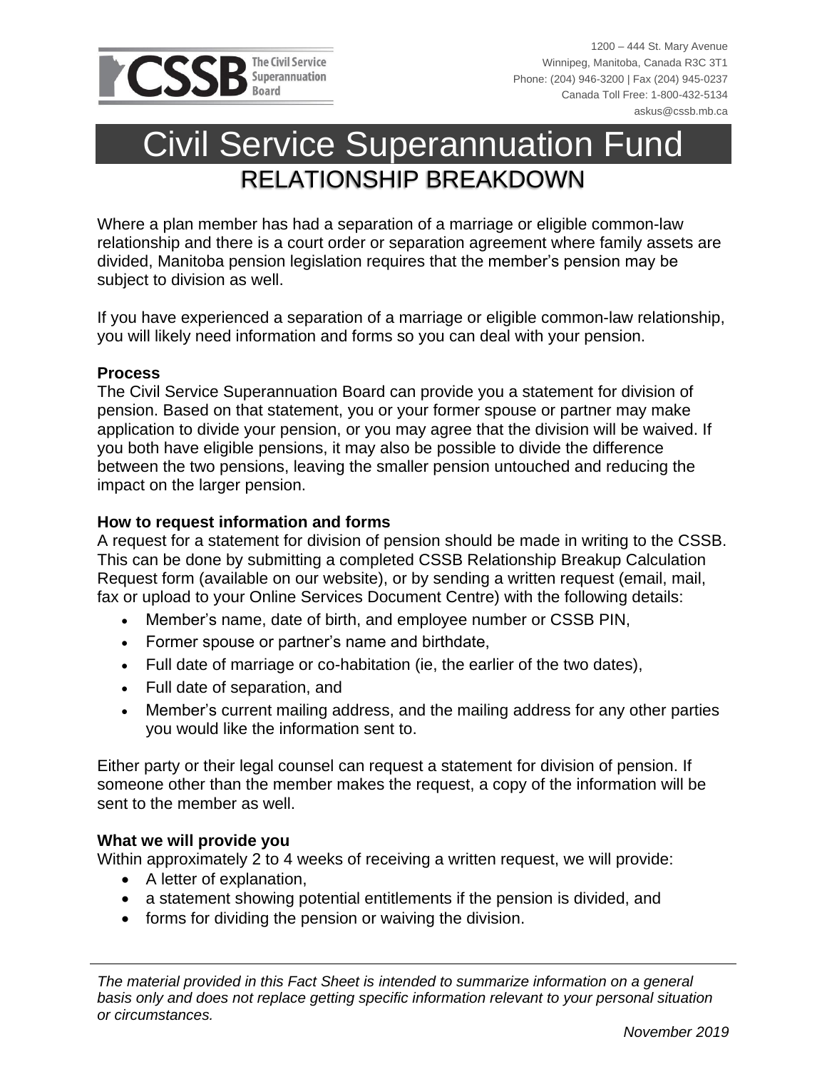The Civil Service Superannuation Board

1200 – 444 St. Mary Avenue
Winnipeg, Manitoba, Canada R3C 3T1
Phone: (204) 946-3200 | Fax (204) 945-0237
Canada Toll Free: 1-800-432-5134
askus@cssb.mb.ca

# Civil Service Superannuation Fund

## RELATIONSHIP BREAKDOWN

Where a plan member has had a separation of a marriage or eligible common-law relationship and there is a court order or separation agreement where family assets are divided, Manitoba pension legislation requires that the member's pension may be subject to division as well.

If you have experienced a separation of a marriage or eligible common-law relationship, you will likely need information and forms so you can deal with your pension.

### Process

The Civil Service Superannuation Board can provide you a statement for division of pension. Based on that statement, you or your former spouse or partner may make application to divide your pension, or you may agree that the division will be waived. If you both have eligible pensions, it may also be possible to divide the difference between the two pensions, leaving the smaller pension untouched and reducing the impact on the larger pension.

### How to request information and forms

A request for a statement for division of pension should be made in writing to the CSSB. This can be done by submitting a completed CSSB Relationship Breakup Calculation Request form (available on our website), or by sending a written request (email, mail, fax or upload to your Online Services Document Centre) with the following details:

- Member's name, date of birth, and employee number or CSSB PIN,
- Former spouse or partner's name and birthdate,
- Full date of marriage or co-habitation (ie, the earlier of the two dates),
- Full date of separation, and
- Member's current mailing address, and the mailing address for any other parties you would like the information sent to.

Either party or their legal counsel can request a statement for division of pension. If someone other than the member makes the request, a copy of the information will be sent to the member as well.

### What we will provide you

Within approximately 2 to 4 weeks of receiving a written request, we will provide:

- A letter of explanation,
- a statement showing potential entitlements if the pension is divided, and
- forms for dividing the pension or waiving the division.

*The material provided in this Fact Sheet is intended to summarize information on a general basis only and does not replace getting specific information relevant to your personal situation or circumstances.*

*November 2019*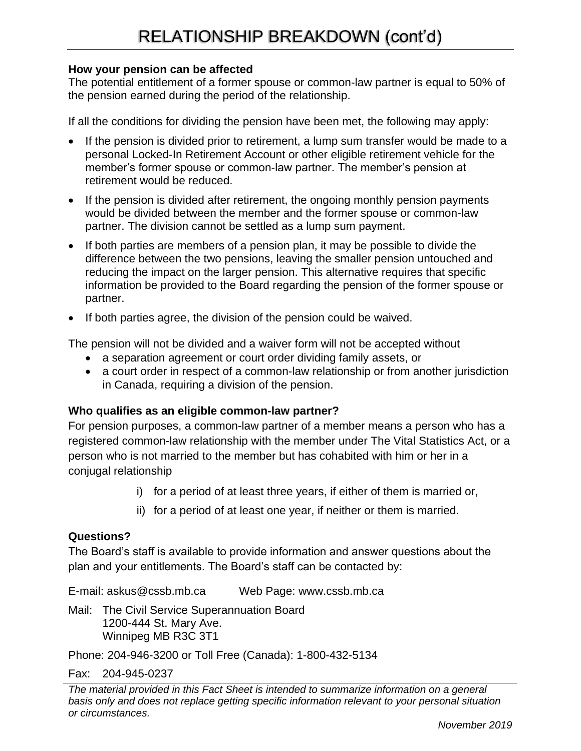# RELATIONSHIP BREAKDOWN (cont'd)

**How your pension can be affected**

The potential entitlement of a former spouse or common-law partner is equal to 50% of the pension earned during the period of the relationship.

If all the conditions for dividing the pension have been met, the following may apply:

- If the pension is divided prior to retirement, a lump sum transfer would be made to a personal Locked-In Retirement Account or other eligible retirement vehicle for the member's former spouse or common-law partner. The member's pension at retirement would be reduced.
- If the pension is divided after retirement, the ongoing monthly pension payments would be divided between the member and the former spouse or common-law partner. The division cannot be settled as a lump sum payment.
- If both parties are members of a pension plan, it may be possible to divide the difference between the two pensions, leaving the smaller pension untouched and reducing the impact on the larger pension. This alternative requires that specific information be provided to the Board regarding the pension of the former spouse or partner.
- If both parties agree, the division of the pension could be waived.

The pension will not be divided and a waiver form will not be accepted without

- a separation agreement or court order dividing family assets, or
- a court order in respect of a common-law relationship or from another jurisdiction in Canada, requiring a division of the pension.

**Who qualifies as an eligible common-law partner?**

For pension purposes, a common-law partner of a member means a person who has a registered common-law relationship with the member under The Vital Statistics Act, or a person who is not married to the member but has cohabited with him or her in a conjugal relationship

i) for a period of at least three years, if either of them is married or,

ii) for a period of at least one year, if neither or them is married.

**Questions?**

The Board's staff is available to provide information and answer questions about the plan and your entitlements. The Board's staff can be contacted by:

E-mail: askus@cssb.mb.ca  Web Page: www.cssb.mb.ca

Mail: The Civil Service Superannuation Board
1200-444 St. Mary Ave.
Winnipeg MB R3C 3T1

Phone: 204-946-3200 or Toll Free (Canada): 1-800-432-5134

Fax: 204-945-0237

*The material provided in this Fact Sheet is intended to summarize information on a general basis only and does not replace getting specific information relevant to your personal situation or circumstances.*

*November 2019*